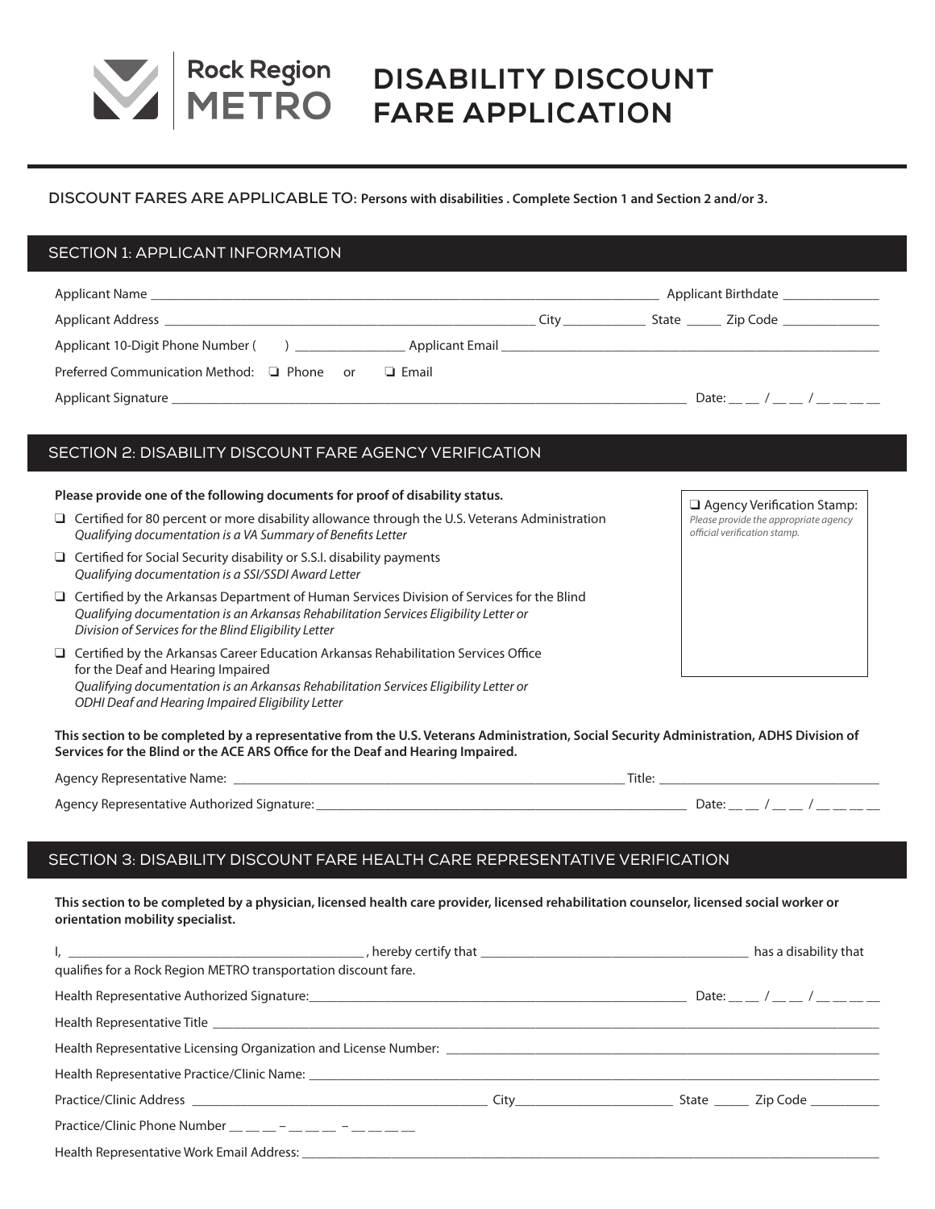Rock Region METRO

# DISABILITY DISCOUNT FARE APPLICATION

DISCOUNT FARES ARE APPLICABLE TO: **Persons with disabilities . Complete Section 1 and Section 2 and/or 3.**

## SECTION 1: APPLICANT INFORMATION

Applicant Name ______________________________ Applicant Birthdate ______________

Applicant Address ______________________________ City ____________ State _____ Zip Code ______________

Applicant 10-Digit Phone Number (     ) ________________ Applicant Email ______________________________

Preferred Communication Method: ❑ Phone or ❑ Email

Applicant Signature ______________________________ Date: __ __ / __ __ / __ __ __ __

## SECTION 2: DISABILITY DISCOUNT FARE AGENCY VERIFICATION

**Please provide one of the following documents for proof of disability status.**

- ❑ Certified for 80 percent or more disability allowance through the U.S. Veterans Administration
  *Qualifying documentation is a VA Summary of Benefits Letter*
- ❑ Certified for Social Security disability or S.S.I. disability payments
  *Qualifying documentation is a SSI/SSDI Award Letter*
- ❑ Certified by the Arkansas Department of Human Services Division of Services for the Blind
  *Qualifying documentation is an Arkansas Rehabilitation Services Eligibility Letter or Division of Services for the Blind Eligibility Letter*
- ❑ Certified by the Arkansas Career Education Arkansas Rehabilitation Services Office for the Deaf and Hearing Impaired
  *Qualifying documentation is an Arkansas Rehabilitation Services Eligibility Letter or ODHI Deaf and Hearing Impaired Eligibility Letter*

❑ Agency Verification Stamp:
*Please provide the appropriate agency official verification stamp.*

**This section to be completed by a representative from the U.S. Veterans Administration, Social Security Administration, ADHS Division of Services for the Blind or the ACE ARS Office for the Deaf and Hearing Impaired.**

Agency Representative Name: ______________________________ Title: ______________________________

Agency Representative Authorized Signature: ______________________________ Date: __ __ / __ __ / __ __ __ __

## SECTION 3: DISABILITY DISCOUNT FARE HEALTH CARE REPRESENTATIVE VERIFICATION

**This section to be completed by a physician, licensed health care provider, licensed rehabilitation counselor, licensed social worker or orientation mobility specialist.**

I, ______________________________ , hereby certify that ______________________________ has a disability that qualifies for a Rock Region METRO transportation discount fare.

Health Representative Authorized Signature: ______________________________ Date: __ __ / __ __ / __ __ __ __

Health Representative Title ______________________________

Health Representative Licensing Organization and License Number: ______________________________

Health Representative Practice/Clinic Name: ______________________________

Practice/Clinic Address ______________________________ City ______________________ State _____ Zip Code __________

Practice/Clinic Phone Number __ __ __ – __ __ __ – __ __ __ __

Health Representative Work Email Address: ______________________________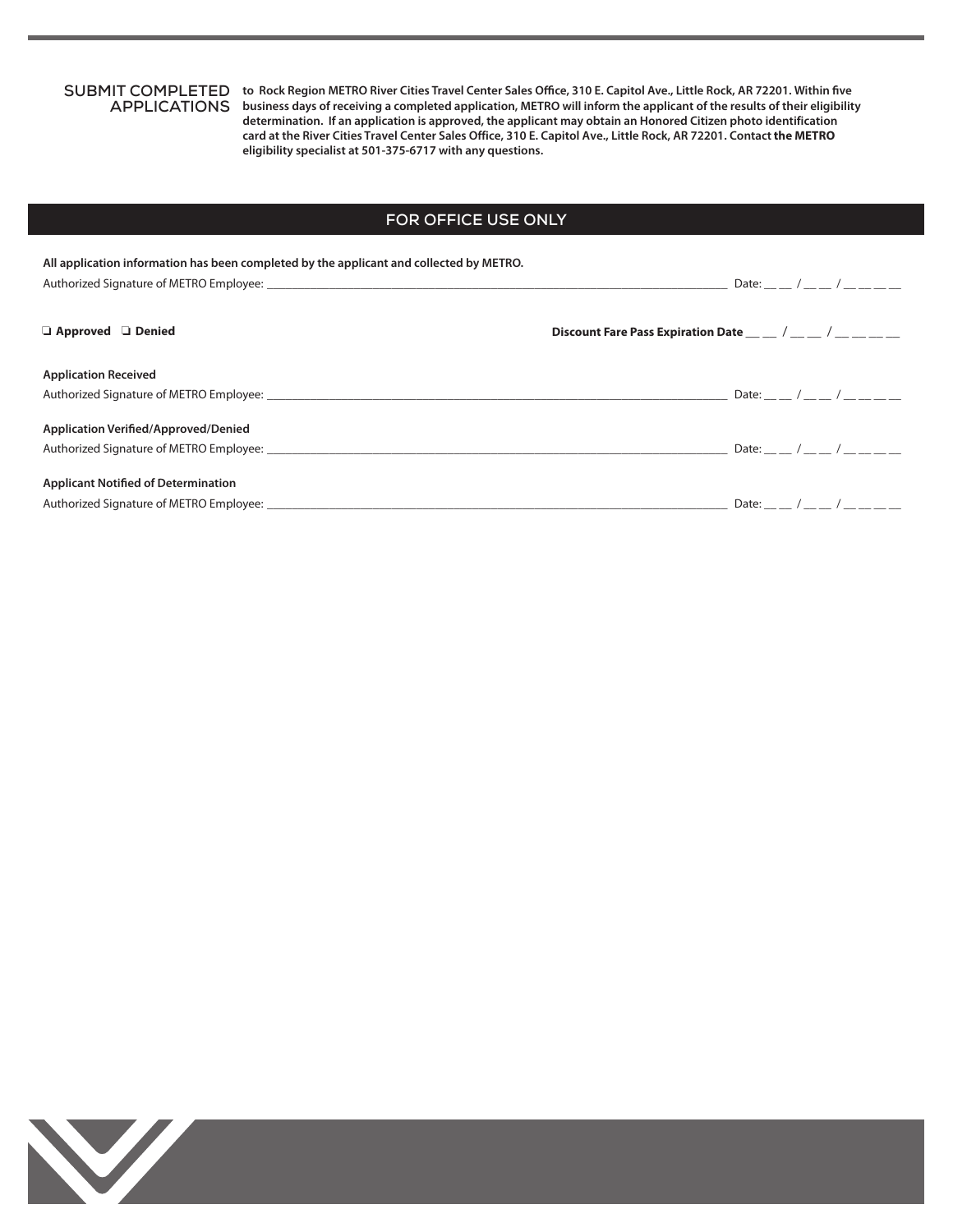**SUBMIT COMPLETED APPLICATIONS** **to Rock Region METRO River Cities Travel Center Sales Office, 310 E. Capitol Ave., Little Rock, AR 72201. Within five business days of receiving a completed application, METRO will inform the applicant of the results of their eligibility determination. If an application is approved, the applicant may obtain an Honored Citizen photo identification card at the River Cities Travel Center Sales Office, 310 E. Capitol Ave., Little Rock, AR 72201. Contact the METRO eligibility specialist at 501-375-6717 with any questions.**

## FOR OFFICE USE ONLY

**All application information has been completed by the applicant and collected by METRO.**

Authorized Signature of METRO Employee: ______________________________ Date: __ __ / __ __ / __ __ __ __

❑ **Approved** ❑ **Denied** **Discount Fare Pass Expiration Date** __ __ / __ __ / __ __ __ __

**Application Received**

Authorized Signature of METRO Employee: ______________________________ Date: __ __ / __ __ / __ __ __ __

**Application Verified/Approved/Denied**

Authorized Signature of METRO Employee: ______________________________ Date: __ __ / __ __ / __ __ __ __

**Applicant Notified of Determination**

Authorized Signature of METRO Employee: ______________________________ Date: __ __ / __ __ / __ __ __ __